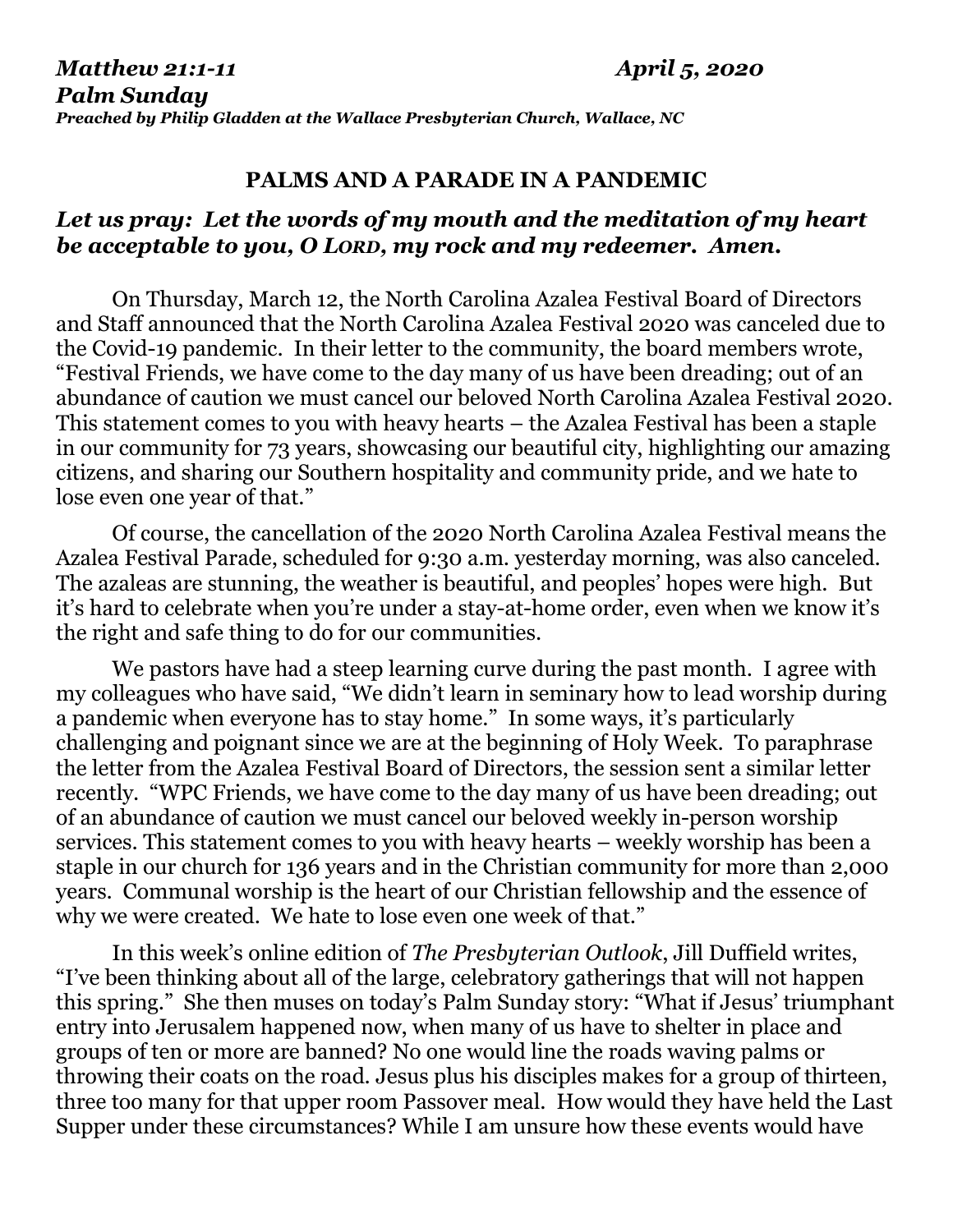*Matthew 21:1-11* *April 5, 2020*
***Palm Sunday***
***Preached by Philip Gladden at the Wallace Presbyterian Church, Wallace, NC***

## PALMS AND A PARADE IN A PANDEMIC

***Let us pray: Let the words of my mouth and the meditation of my heart be acceptable to you, O LORD, my rock and my redeemer. Amen.***

On Thursday, March 12, the North Carolina Azalea Festival Board of Directors and Staff announced that the North Carolina Azalea Festival 2020 was canceled due to the Covid-19 pandemic. In their letter to the community, the board members wrote, "Festival Friends, we have come to the day many of us have been dreading; out of an abundance of caution we must cancel our beloved North Carolina Azalea Festival 2020. This statement comes to you with heavy hearts – the Azalea Festival has been a staple in our community for 73 years, showcasing our beautiful city, highlighting our amazing citizens, and sharing our Southern hospitality and community pride, and we hate to lose even one year of that."

Of course, the cancellation of the 2020 North Carolina Azalea Festival means the Azalea Festival Parade, scheduled for 9:30 a.m. yesterday morning, was also canceled. The azaleas are stunning, the weather is beautiful, and peoples' hopes were high. But it's hard to celebrate when you're under a stay-at-home order, even when we know it's the right and safe thing to do for our communities.

We pastors have had a steep learning curve during the past month. I agree with my colleagues who have said, "We didn't learn in seminary how to lead worship during a pandemic when everyone has to stay home." In some ways, it's particularly challenging and poignant since we are at the beginning of Holy Week. To paraphrase the letter from the Azalea Festival Board of Directors, the session sent a similar letter recently. "WPC Friends, we have come to the day many of us have been dreading; out of an abundance of caution we must cancel our beloved weekly in-person worship services. This statement comes to you with heavy hearts – weekly worship has been a staple in our church for 136 years and in the Christian community for more than 2,000 years. Communal worship is the heart of our Christian fellowship and the essence of why we were created. We hate to lose even one week of that."

In this week's online edition of *The Presbyterian Outlook*, Jill Duffield writes, "I've been thinking about all of the large, celebratory gatherings that will not happen this spring." She then muses on today's Palm Sunday story: "What if Jesus' triumphant entry into Jerusalem happened now, when many of us have to shelter in place and groups of ten or more are banned? No one would line the roads waving palms or throwing their coats on the road. Jesus plus his disciples makes for a group of thirteen, three too many for that upper room Passover meal. How would they have held the Last Supper under these circumstances? While I am unsure how these events would have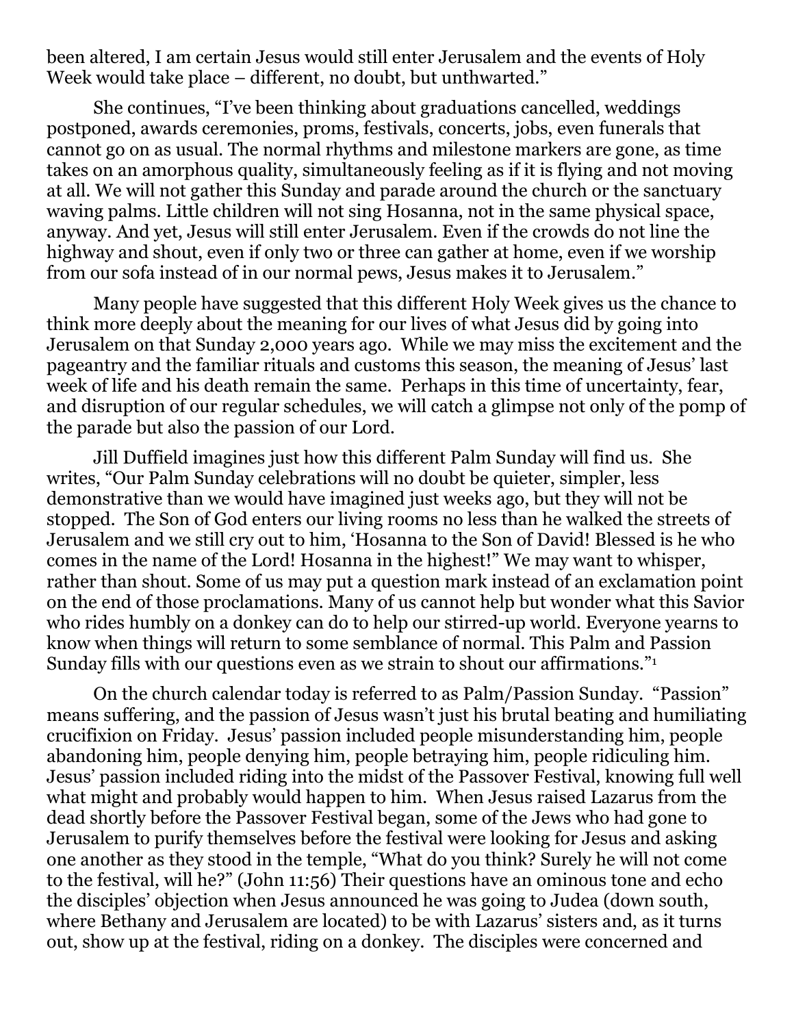been altered, I am certain Jesus would still enter Jerusalem and the events of Holy Week would take place – different, no doubt, but unthwarted."

She continues, "I've been thinking about graduations cancelled, weddings postponed, awards ceremonies, proms, festivals, concerts, jobs, even funerals that cannot go on as usual. The normal rhythms and milestone markers are gone, as time takes on an amorphous quality, simultaneously feeling as if it is flying and not moving at all. We will not gather this Sunday and parade around the church or the sanctuary waving palms. Little children will not sing Hosanna, not in the same physical space, anyway. And yet, Jesus will still enter Jerusalem. Even if the crowds do not line the highway and shout, even if only two or three can gather at home, even if we worship from our sofa instead of in our normal pews, Jesus makes it to Jerusalem."

Many people have suggested that this different Holy Week gives us the chance to think more deeply about the meaning for our lives of what Jesus did by going into Jerusalem on that Sunday 2,000 years ago. While we may miss the excitement and the pageantry and the familiar rituals and customs this season, the meaning of Jesus' last week of life and his death remain the same. Perhaps in this time of uncertainty, fear, and disruption of our regular schedules, we will catch a glimpse not only of the pomp of the parade but also the passion of our Lord.

Jill Duffield imagines just how this different Palm Sunday will find us. She writes, "Our Palm Sunday celebrations will no doubt be quieter, simpler, less demonstrative than we would have imagined just weeks ago, but they will not be stopped. The Son of God enters our living rooms no less than he walked the streets of Jerusalem and we still cry out to him, 'Hosanna to the Son of David! Blessed is he who comes in the name of the Lord! Hosanna in the highest!" We may want to whisper, rather than shout. Some of us may put a question mark instead of an exclamation point on the end of those proclamations. Many of us cannot help but wonder what this Savior who rides humbly on a donkey can do to help our stirred-up world. Everyone yearns to know when things will return to some semblance of normal. This Palm and Passion Sunday fills with our questions even as we strain to shout our affirmations."[1]

On the church calendar today is referred to as Palm/Passion Sunday. "Passion" means suffering, and the passion of Jesus wasn't just his brutal beating and humiliating crucifixion on Friday. Jesus' passion included people misunderstanding him, people abandoning him, people denying him, people betraying him, people ridiculing him. Jesus' passion included riding into the midst of the Passover Festival, knowing full well what might and probably would happen to him. When Jesus raised Lazarus from the dead shortly before the Passover Festival began, some of the Jews who had gone to Jerusalem to purify themselves before the festival were looking for Jesus and asking one another as they stood in the temple, "What do you think? Surely he will not come to the festival, will he?" (John 11:56) Their questions have an ominous tone and echo the disciples' objection when Jesus announced he was going to Judea (down south, where Bethany and Jerusalem are located) to be with Lazarus' sisters and, as it turns out, show up at the festival, riding on a donkey. The disciples were concerned and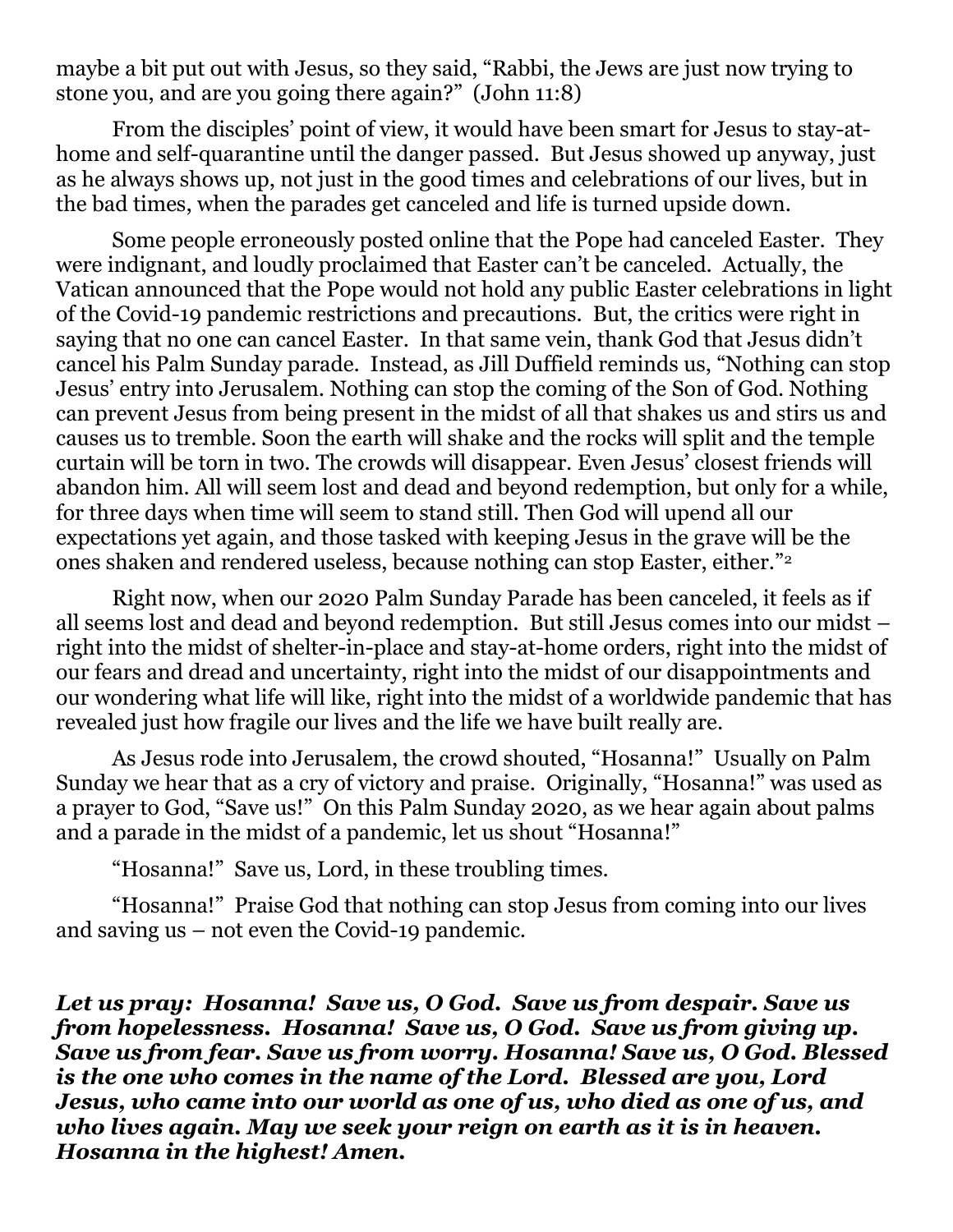maybe a bit put out with Jesus, so they said, "Rabbi, the Jews are just now trying to stone you, and are you going there again?" (John 11:8)

From the disciples' point of view, it would have been smart for Jesus to stay-at-home and self-quarantine until the danger passed. But Jesus showed up anyway, just as he always shows up, not just in the good times and celebrations of our lives, but in the bad times, when the parades get canceled and life is turned upside down.

Some people erroneously posted online that the Pope had canceled Easter. They were indignant, and loudly proclaimed that Easter can't be canceled. Actually, the Vatican announced that the Pope would not hold any public Easter celebrations in light of the Covid-19 pandemic restrictions and precautions. But, the critics were right in saying that no one can cancel Easter. In that same vein, thank God that Jesus didn't cancel his Palm Sunday parade. Instead, as Jill Duffield reminds us, "Nothing can stop Jesus' entry into Jerusalem. Nothing can stop the coming of the Son of God. Nothing can prevent Jesus from being present in the midst of all that shakes us and stirs us and causes us to tremble. Soon the earth will shake and the rocks will split and the temple curtain will be torn in two. The crowds will disappear. Even Jesus' closest friends will abandon him. All will seem lost and dead and beyond redemption, but only for a while, for three days when time will seem to stand still. Then God will upend all our expectations yet again, and those tasked with keeping Jesus in the grave will be the ones shaken and rendered useless, because nothing can stop Easter, either."[2]

Right now, when our 2020 Palm Sunday Parade has been canceled, it feels as if all seems lost and dead and beyond redemption. But still Jesus comes into our midst – right into the midst of shelter-in-place and stay-at-home orders, right into the midst of our fears and dread and uncertainty, right into the midst of our disappointments and our wondering what life will like, right into the midst of a worldwide pandemic that has revealed just how fragile our lives and the life we have built really are.

As Jesus rode into Jerusalem, the crowd shouted, "Hosanna!" Usually on Palm Sunday we hear that as a cry of victory and praise. Originally, "Hosanna!" was used as a prayer to God, "Save us!" On this Palm Sunday 2020, as we hear again about palms and a parade in the midst of a pandemic, let us shout "Hosanna!"

"Hosanna!" Save us, Lord, in these troubling times.

"Hosanna!" Praise God that nothing can stop Jesus from coming into our lives and saving us – not even the Covid-19 pandemic.

***Let us pray: Hosanna! Save us, O God. Save us from despair. Save us from hopelessness. Hosanna! Save us, O God. Save us from giving up. Save us from fear. Save us from worry. Hosanna! Save us, O God. Blessed is the one who comes in the name of the Lord. Blessed are you, Lord Jesus, who came into our world as one of us, who died as one of us, and who lives again. May we seek your reign on earth as it is in heaven. Hosanna in the highest! Amen.***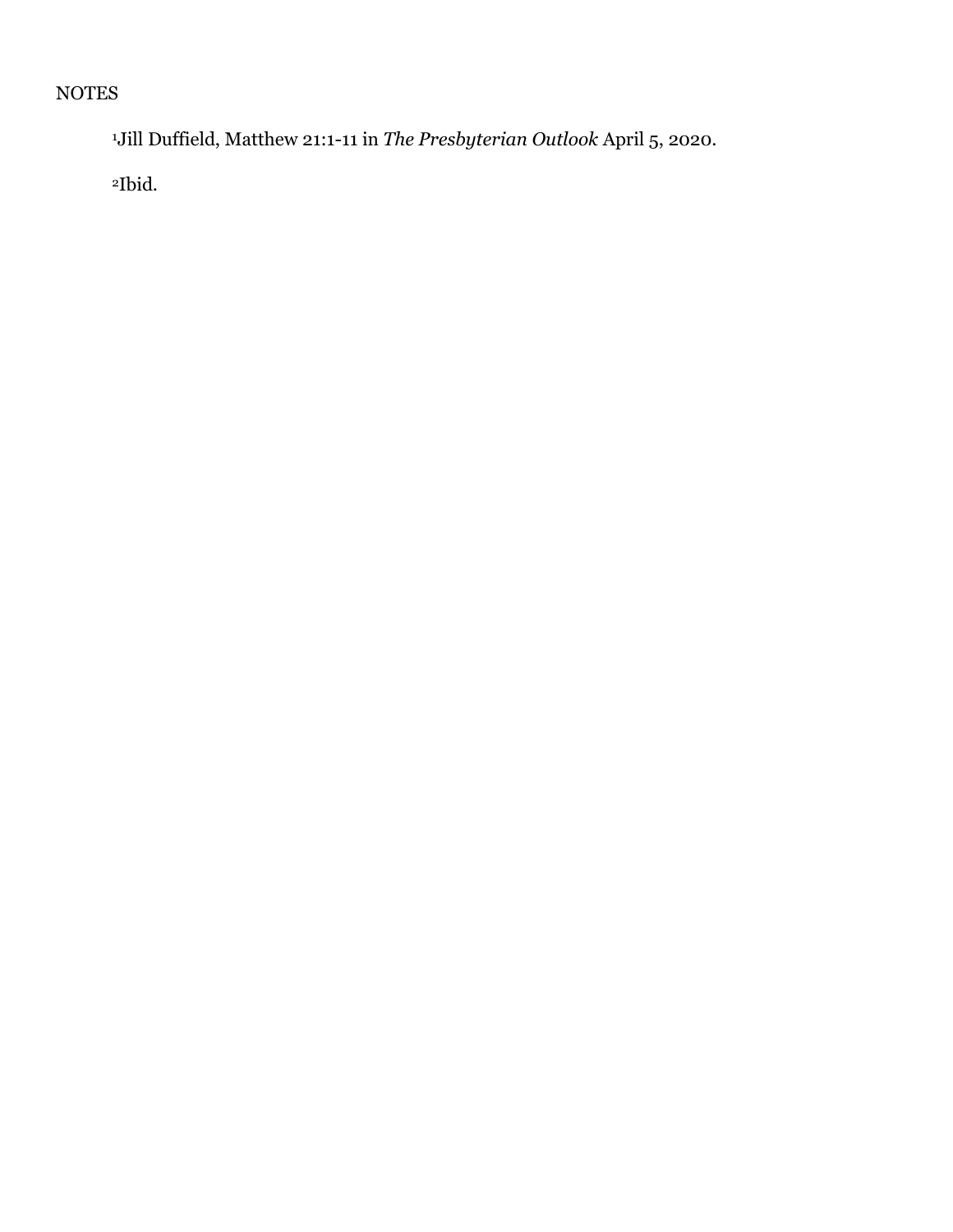NOTES

[1]Jill Duffield, Matthew 21:1-11 in *The Presbyterian Outlook* April 5, 2020.

[2]Ibid.